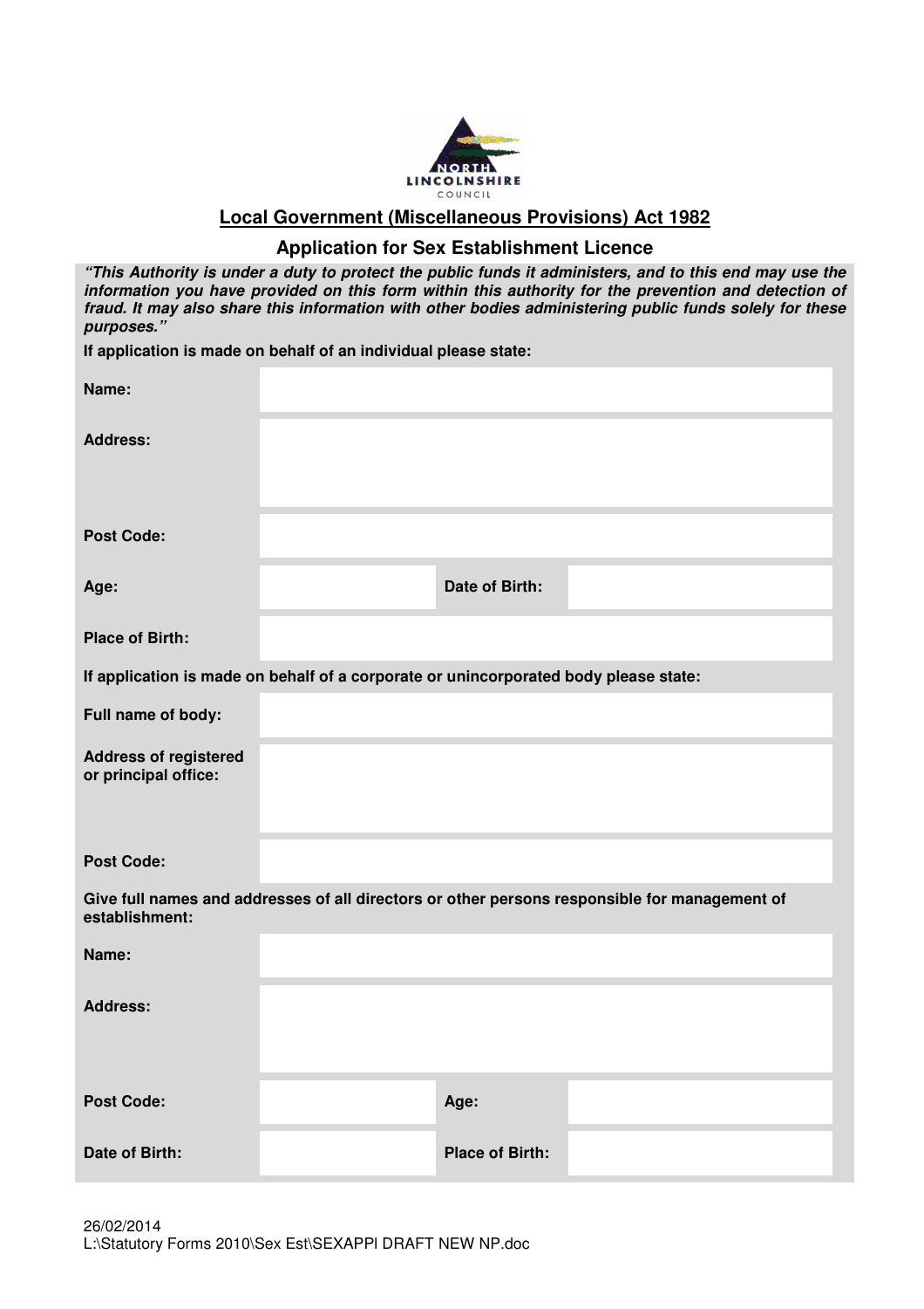NORTH LINCOLNSHIRE COUNCIL

## Local Government (Miscellaneous Provisions) Act 1982

## Application for Sex Establishment Licence

***"This Authority is under a duty to protect the public funds it administers, and to this end may use the information you have provided on this form within this authority for the prevention and detection of fraud. It may also share this information with other bodies administering public funds solely for these purposes."***

**If application is made on behalf of an individual please state:**

| | | | |
|---|---|---|---|
| **Name:** | | | |
| **Address:** | | | |
| **Post Code:** | | | |
| **Age:** | | **Date of Birth:** | |
| **Place of Birth:** | | | |

**If application is made on behalf of a corporate or unincorporated body please state:**

| | |
|---|---|
| **Full name of body:** | |
| **Address of registered or principal office:** | |
| **Post Code:** | |

**Give full names and addresses of all directors or other persons responsible for management of establishment:**

| | | | |
|---|---|---|---|
| **Name:** | | | |
| **Address:** | | | |
| **Post Code:** | | **Age:** | |
| **Date of Birth:** | | **Place of Birth:** | |

26/02/2014
L:\Statutory Forms 2010\Sex Est\SEXAPPl DRAFT NEW NP.doc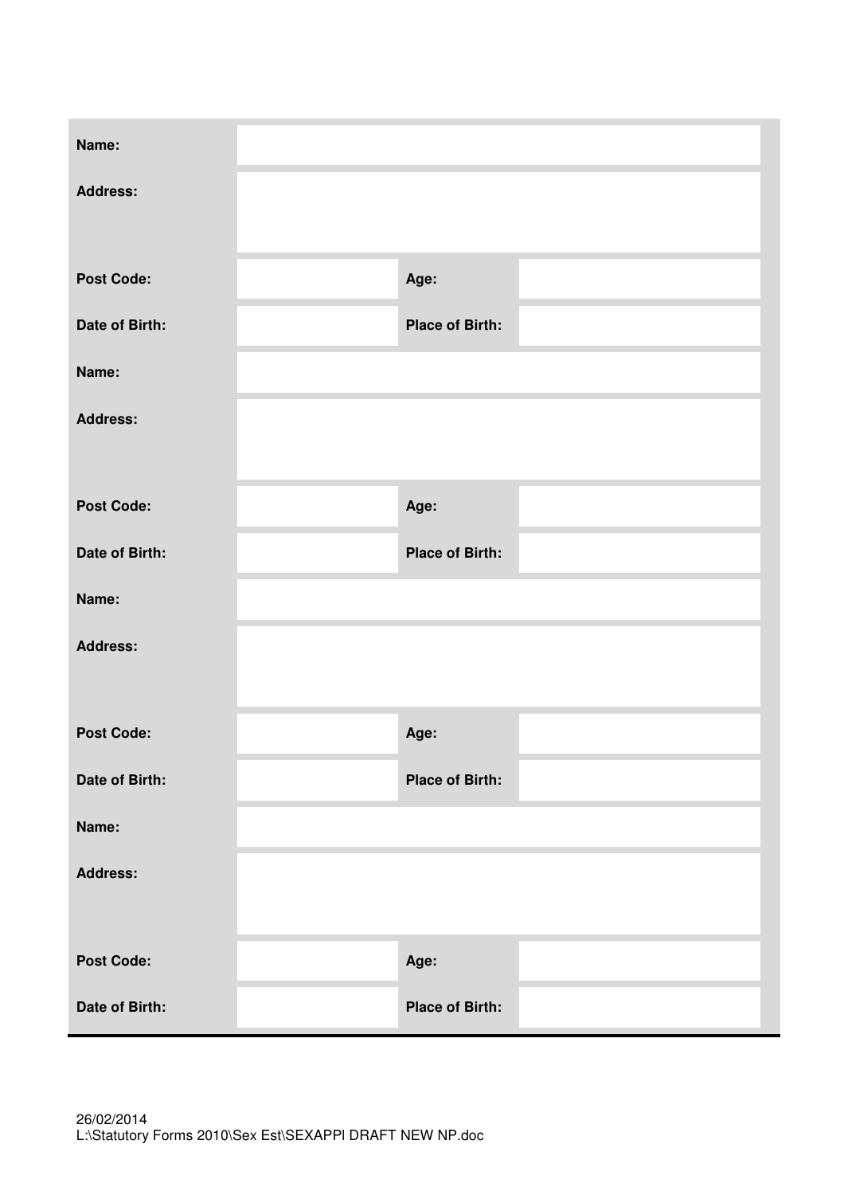| | | | |
|---|---|---|---|
| **Name:** | | | |
| **Address:** | | | |
| **Post Code:** | | **Age:** | |
| **Date of Birth:** | | **Place of Birth:** | |
| **Name:** | | | |
| **Address:** | | | |
| **Post Code:** | | **Age:** | |
| **Date of Birth:** | | **Place of Birth:** | |
| **Name:** | | | |
| **Address:** | | | |
| **Post Code:** | | **Age:** | |
| **Date of Birth:** | | **Place of Birth:** | |
| **Name:** | | | |
| **Address:** | | | |
| **Post Code:** | | **Age:** | |
| **Date of Birth:** | | **Place of Birth:** | |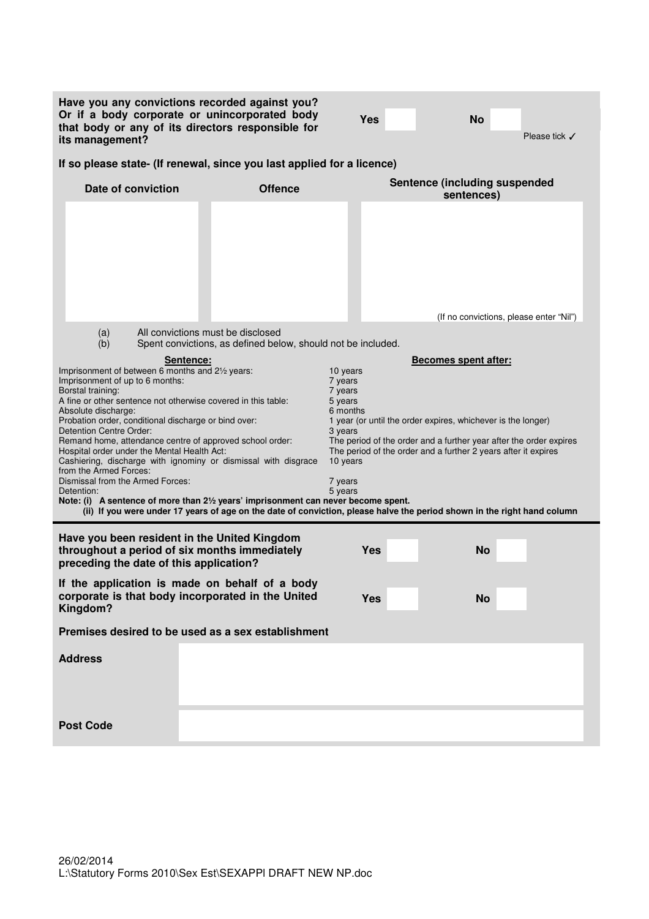**Have you any convictions recorded against you? Or if a body corporate or unincorporated body that body or any of its directors responsible for its management?**

**Yes** ☐ **No** ☐

Please tick ✓

**If so please state- (If renewal, since you last applied for a licence)**

| Date of conviction | Offence | Sentence (including suspended sentences) |
|---|---|---|
| | | (If no convictions, please enter "Nil") |

(a) All convictions must be disclosed
(b) Spent convictions, as defined below, should not be included.

| Sentence: | Becomes spent after: |
|---|---|
| Imprisonment of between 6 months and 2½ years: | 10 years |
| Imprisonment of up to 6 months: | 7 years |
| Borstal training: | 7 years |
| A fine or other sentence not otherwise covered in this table: | 5 years |
| Absolute discharge: | 6 months |
| Probation order, conditional discharge or bind over: | 1 year (or until the order expires, whichever is the longer) |
| Detention Centre Order: | 3 years |
| Remand home, attendance centre of approved school order: | The period of the order and a further year after the order expires |
| Hospital order under the Mental Health Act: | The period of the order and a further 2 years after it expires |
| Cashiering, discharge with ignominy or dismissal with disgrace from the Armed Forces: | 10 years |
| Dismissal from the Armed Forces: | 7 years |
| Detention: | 5 years |

**Note: (i) A sentence of more than 2½ years' imprisonment can never become spent.**
**(ii) If you were under 17 years of age on the date of conviction, please halve the period shown in the right hand column**

---

**Have you been resident in the United Kingdom throughout a period of six months immediately preceding the date of this application?**

**Yes** ☐ **No** ☐

**If the application is made on behalf of a body corporate is that body incorporated in the United Kingdom?**

**Yes** ☐ **No** ☐

**Premises desired to be used as a sex establishment**

| | |
|---|---|
| **Address** | |
| **Post Code** | |

26/02/2014
L:\Statutory Forms 2010\Sex Est\SEXAPPl DRAFT NEW NP.doc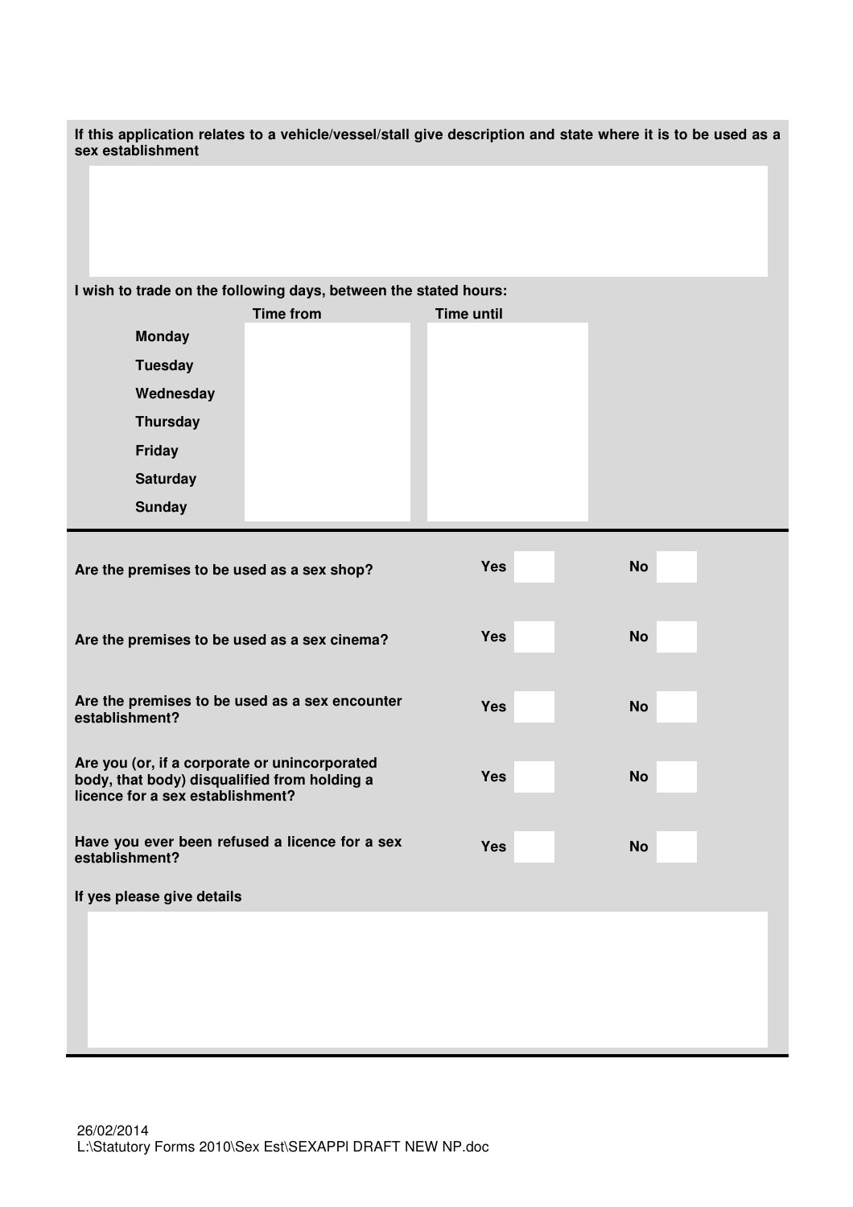**If this application relates to a vehicle/vessel/stall give description and state where it is to be used as a sex establishment**

**I wish to trade on the following days, between the stated hours:**

| | Time from | Time until |
|---|---|---|
| **Monday** | | |
| **Tuesday** | | |
| **Wednesday** | | |
| **Thursday** | | |
| **Friday** | | |
| **Saturday** | | |
| **Sunday** | | |

| | | |
|---|---|---|
| **Are the premises to be used as a sex shop?** | **Yes** | **No** |
| **Are the premises to be used as a sex cinema?** | **Yes** | **No** |
| **Are the premises to be used as a sex encounter establishment?** | **Yes** | **No** |
| **Are you (or, if a corporate or unincorporated body, that body) disqualified from holding a licence for a sex establishment?** | **Yes** | **No** |
| **Have you ever been refused a licence for a sex establishment?** | **Yes** | **No** |

**If yes please give details**

26/02/2014
L:\Statutory Forms 2010\Sex Est\SEXAPPl DRAFT NEW NP.doc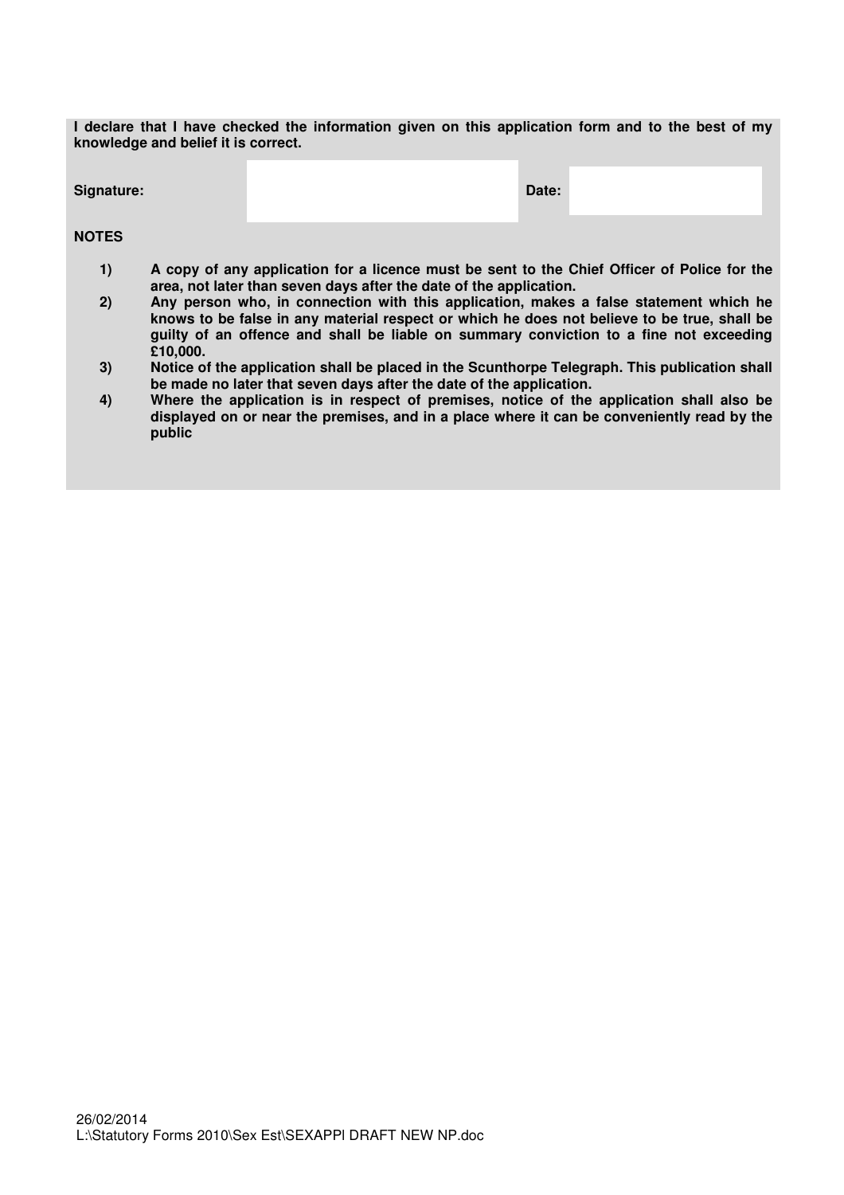**I declare that I have checked the information given on this application form and to the best of my knowledge and belief it is correct.**

| | | | |
|---|---|---|---|
| **Signature:** | | **Date:** | |

**NOTES**

1) **A copy of any application for a licence must be sent to the Chief Officer of Police for the area, not later than seven days after the date of the application.**
2) **Any person who, in connection with this application, makes a false statement which he knows to be false in any material respect or which he does not believe to be true, shall be guilty of an offence and shall be liable on summary conviction to a fine not exceeding £10,000.**
3) **Notice of the application shall be placed in the Scunthorpe Telegraph. This publication shall be made no later that seven days after the date of the application.**
4) **Where the application is in respect of premises, notice of the application shall also be displayed on or near the premises, and in a place where it can be conveniently read by the public**

26/02/2014
L:\Statutory Forms 2010\Sex Est\SEXAPPl DRAFT NEW NP.doc